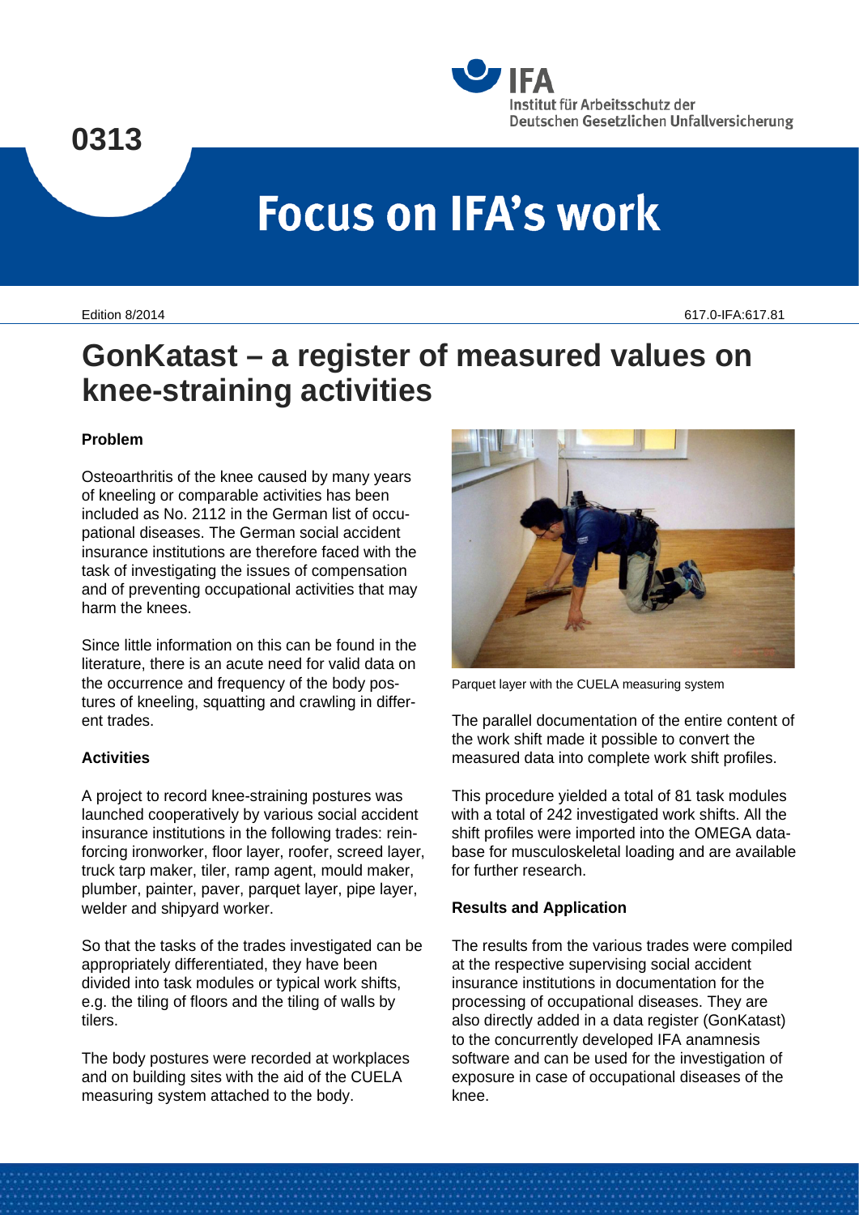0313

IFA
Institut für Arbeitsschutz der Deutschen Gesetzlichen Unfallversicherung

# Focus on IFA's work

Edition 8/2014

617.0-IFA:617.81

# GonKatast – a register of measured values on knee-straining activities

## Problem

Osteoarthritis of the knee caused by many years of kneeling or comparable activities has been included as No. 2112 in the German list of occupational diseases. The German social accident insurance institutions are therefore faced with the task of investigating the issues of compensation and of preventing occupational activities that may harm the knees.

Since little information on this can be found in the literature, there is an acute need for valid data on the occurrence and frequency of the body postures of kneeling, squatting and crawling in different trades.

## Activities

A project to record knee-straining postures was launched cooperatively by various social accident insurance institutions in the following trades: reinforcing ironworker, floor layer, roofer, screed layer, truck tarp maker, tiler, ramp agent, mould maker, plumber, painter, paver, parquet layer, pipe layer, welder and shipyard worker.

So that the tasks of the trades investigated can be appropriately differentiated, they have been divided into task modules or typical work shifts, e.g. the tiling of floors and the tiling of walls by tilers.

The body postures were recorded at workplaces and on building sites with the aid of the CUELA measuring system attached to the body.

Parquet layer with the CUELA measuring system

The parallel documentation of the entire content of the work shift made it possible to convert the measured data into complete work shift profiles.

This procedure yielded a total of 81 task modules with a total of 242 investigated work shifts. All the shift profiles were imported into the OMEGA database for musculoskeletal loading and are available for further research.

## Results and Application

The results from the various trades were compiled at the respective supervising social accident insurance institutions in documentation for the processing of occupational diseases. They are also directly added in a data register (GonKatast) to the concurrently developed IFA anamnesis software and can be used for the investigation of exposure in case of occupational diseases of the knee.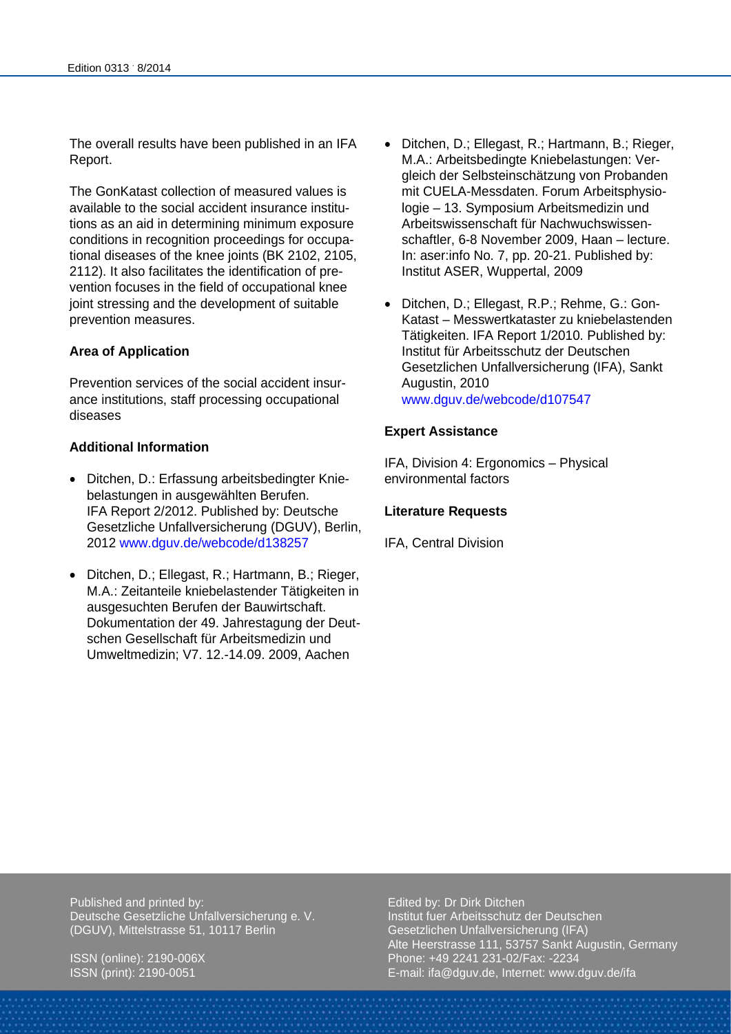The overall results have been published in an IFA Report.

The GonKatast collection of measured values is available to the social accident insurance institutions as an aid in determining minimum exposure conditions in recognition proceedings for occupational diseases of the knee joints (BK 2102, 2105, 2112). It also facilitates the identification of prevention focuses in the field of occupational knee joint stressing and the development of suitable prevention measures.

**Area of Application**

Prevention services of the social accident insurance institutions, staff processing occupational diseases

**Additional Information**

- Ditchen, D.: Erfassung arbeitsbedingter Kniebelastungen in ausgewählten Berufen. IFA Report 2/2012. Published by: Deutsche Gesetzliche Unfallversicherung (DGUV), Berlin, 2012 www.dguv.de/webcode/d138257
- Ditchen, D.; Ellegast, R.; Hartmann, B.; Rieger, M.A.: Zeitanteile kniebelastender Tätigkeiten in ausgesuchten Berufen der Bauwirtschaft. Dokumentation der 49. Jahrestagung der Deutschen Gesellschaft für Arbeitsmedizin und Umweltmedizin; V7. 12.-14.09. 2009, Aachen
- Ditchen, D.; Ellegast, R.; Hartmann, B.; Rieger, M.A.: Arbeitsbedingte Kniebelastungen: Vergleich der Selbsteinschätzung von Probanden mit CUELA-Messdaten. Forum Arbeitsphysiologie – 13. Symposium Arbeitsmedizin und Arbeitswissenschaft für Nachwuchswissenschaftler, 6-8 November 2009, Haan – lecture. In: aser:info No. 7, pp. 20-21. Published by: Institut ASER, Wuppertal, 2009
- Ditchen, D.; Ellegast, R.P.; Rehme, G.: GonKatast – Messwertkataster zu kniebelastenden Tätigkeiten. IFA Report 1/2010. Published by: Institut für Arbeitsschutz der Deutschen Gesetzlichen Unfallversicherung (IFA), Sankt Augustin, 2010 www.dguv.de/webcode/d107547

**Expert Assistance**

IFA, Division 4: Ergonomics – Physical environmental factors

**Literature Requests**

IFA, Central Division

Published and printed by:
Deutsche Gesetzliche Unfallversicherung e. V. (DGUV), Mittelstrasse 51, 10117 Berlin

ISSN (online): 2190-006X
ISSN (print): 2190-0051

Edited by: Dr Dirk Ditchen
Institut fuer Arbeitsschutz der Deutschen Gesetzlichen Unfallversicherung (IFA)
Alte Heerstrasse 111, 53757 Sankt Augustin, Germany
Phone: +49 2241 231-02/Fax: -2234
E-mail: ifa@dguv.de, Internet: www.dguv.de/ifa